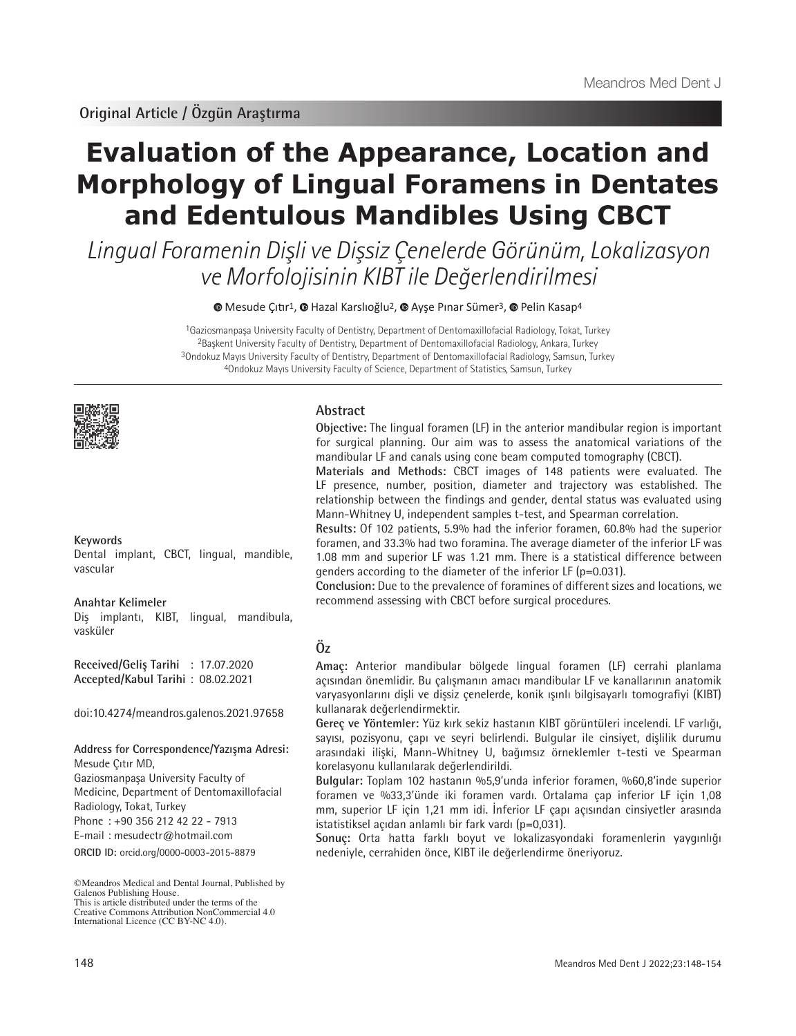Original Article / Özgün Araştırma

# Evaluation of the Appearance, Location and Morphology of Lingual Foramens in Dentates and Edentulous Mandibles Using CBCT

*Lingual Foramenin Dişli ve Dişsiz Çenelerde Görünüm, Lokalizasyon ve Morfolojisinin KIBT ile Değerlendirilmesi*

Mesude Çıtır[1], Hazal Karslıoğlu[2], Ayşe Pınar Sümer[3], Pelin Kasap[4]

[1]Gaziosmanpaşa University Faculty of Dentistry, Department of Dentomaxillofacial Radiology, Tokat, Turkey
[2]Başkent University Faculty of Dentistry, Department of Dentomaxillofacial Radiology, Ankara, Turkey
[3]Ondokuz Mayıs University Faculty of Dentistry, Department of Dentomaxillofacial Radiology, Samsun, Turkey
[4]Ondokuz Mayıs University Faculty of Science, Department of Statistics, Samsun, Turkey

## Abstract

**Objective:** The lingual foramen (LF) in the anterior mandibular region is important for surgical planning. Our aim was to assess the anatomical variations of the mandibular LF and canals using cone beam computed tomography (CBCT).

**Materials and Methods:** CBCT images of 148 patients were evaluated. The LF presence, number, position, diameter and trajectory was established. The relationship between the findings and gender, dental status was evaluated using Mann-Whitney U, independent samples t-test, and Spearman correlation.

**Results:** Of 102 patients, 5.9% had the inferior foramen, 60.8% had the superior foramen, and 33.3% had two foramina. The average diameter of the inferior LF was 1.08 mm and superior LF was 1.21 mm. There is a statistical difference between genders according to the diameter of the inferior LF (p=0.031).

**Conclusion:** Due to the prevalence of foramines of different sizes and locations, we recommend assessing with CBCT before surgical procedures.

**Keywords**
Dental implant, CBCT, lingual, mandible, vascular

## Öz

**Amaç:** Anterior mandibular bölgede lingual foramen (LF) cerrahi planlama açısından önemlidir. Bu çalışmanın amacı mandibular LF ve kanallarının anatomik varyasyonlarını dişli ve dişsiz çenelerde, konik ışınlı bilgisayarlı tomografiyi (KIBT) kullanarak değerlendirmektir.

**Gereç ve Yöntemler:** Yüz kırk sekiz hastanın KIBT görüntüleri incelendi. LF varlığı, sayısı, pozisyonu, çapı ve seyri belirlendi. Bulgular ile cinsiyet, dişlilik durumu arasındaki ilişki, Mann-Whitney U, bağımsız örneklemler t-testi ve Spearman korelasyonu kullanılarak değerlendirildi.

**Bulgular:** Toplam 102 hastanın %5,9'unda inferior foramen, %60,8'inde superior foramen ve %33,3'ünde iki foramen vardı. Ortalama çap inferior LF için 1,08 mm, superior LF için 1,21 mm idi. İnferior LF çapı açısından cinsiyetler arasında istatistiksel açıdan anlamlı bir fark vardı (p=0,031).

**Sonuç:** Orta hatta farklı boyut ve lokalizasyondaki foramenlerin yaygınlığı nedeniyle, cerrahiden önce, KIBT ile değerlendirme öneriyoruz.

**Anahtar Kelimeler**
Diş implantı, KIBT, lingual, mandibula, vasküler

**Received/Geliş Tarihi** : 17.07.2020
**Accepted/Kabul Tarihi** : 08.02.2021

doi:10.4274/meandros.galenos.2021.97658

**Address for Correspondence/Yazışma Adresi:**
Mesude Çıtır MD,
Gaziosmanpaşa University Faculty of Medicine, Department of Dentomaxillofacial Radiology, Tokat, Turkey
Phone : +90 356 212 42 22 - 7913
E-mail : mesudectr@hotmail.com
**ORCID ID:** orcid.org/0000-0003-2015-8879

©Meandros Medical and Dental Journal, Published by Galenos Publishing House.
This is article distributed under the terms of the Creative Commons Attribution NonCommercial 4.0 International Licence (CC BY-NC 4.0).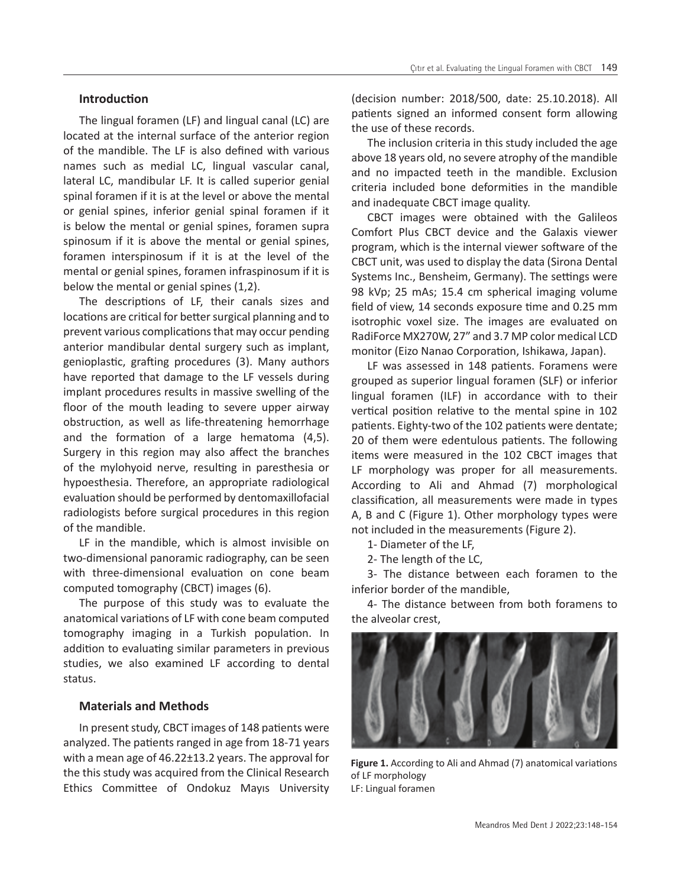## Introduction

The lingual foramen (LF) and lingual canal (LC) are located at the internal surface of the anterior region of the mandible. The LF is also defined with various names such as medial LC, lingual vascular canal, lateral LC, mandibular LF. It is called superior genial spinal foramen if it is at the level or above the mental or genial spines, inferior genial spinal foramen if it is below the mental or genial spines, foramen supra spinosum if it is above the mental or genial spines, foramen interspinosum if it is at the level of the mental or genial spines, foramen infraspinosum if it is below the mental or genial spines (1,2).

The descriptions of LF, their canals sizes and locations are critical for better surgical planning and to prevent various complications that may occur pending anterior mandibular dental surgery such as implant, genioplastic, grafting procedures (3). Many authors have reported that damage to the LF vessels during implant procedures results in massive swelling of the floor of the mouth leading to severe upper airway obstruction, as well as life-threatening hemorrhage and the formation of a large hematoma (4,5). Surgery in this region may also affect the branches of the mylohyoid nerve, resulting in paresthesia or hypoesthesia. Therefore, an appropriate radiological evaluation should be performed by dentomaxillofacial radiologists before surgical procedures in this region of the mandible.

LF in the mandible, which is almost invisible on two-dimensional panoramic radiography, can be seen with three-dimensional evaluation on cone beam computed tomography (CBCT) images (6).

The purpose of this study was to evaluate the anatomical variations of LF with cone beam computed tomography imaging in a Turkish population. In addition to evaluating similar parameters in previous studies, we also examined LF according to dental status.

## Materials and Methods

In present study, CBCT images of 148 patients were analyzed. The patients ranged in age from 18-71 years with a mean age of 46.22±13.2 years. The approval for the this study was acquired from the Clinical Research Ethics Committee of Ondokuz Mayıs University (decision number: 2018/500, date: 25.10.2018). All patients signed an informed consent form allowing the use of these records.

The inclusion criteria in this study included the age above 18 years old, no severe atrophy of the mandible and no impacted teeth in the mandible. Exclusion criteria included bone deformities in the mandible and inadequate CBCT image quality.

CBCT images were obtained with the Galileos Comfort Plus CBCT device and the Galaxis viewer program, which is the internal viewer software of the CBCT unit, was used to display the data (Sirona Dental Systems Inc., Bensheim, Germany). The settings were 98 kVp; 25 mAs; 15.4 cm spherical imaging volume field of view, 14 seconds exposure time and 0.25 mm isotrophic voxel size. The images are evaluated on RadiForce MX270W, 27" and 3.7 MP color medical LCD monitor (Eizo Nanao Corporation, Ishikawa, Japan).

LF was assessed in 148 patients. Foramens were grouped as superior lingual foramen (SLF) or inferior lingual foramen (ILF) in accordance with to their vertical position relative to the mental spine in 102 patients. Eighty-two of the 102 patients were dentate; 20 of them were edentulous patients. The following items were measured in the 102 CBCT images that LF morphology was proper for all measurements. According to Ali and Ahmad (7) morphological classification, all measurements were made in types A, B and C (Figure 1). Other morphology types were not included in the measurements (Figure 2).

1- Diameter of the LF,

2- The length of the LC,

3- The distance between each foramen to the inferior border of the mandible,

4- The distance between from both foramens to the alveolar crest,

**Figure 1.** According to Ali and Ahmad (7) anatomical variations of LF morphology
LF: Lingual foramen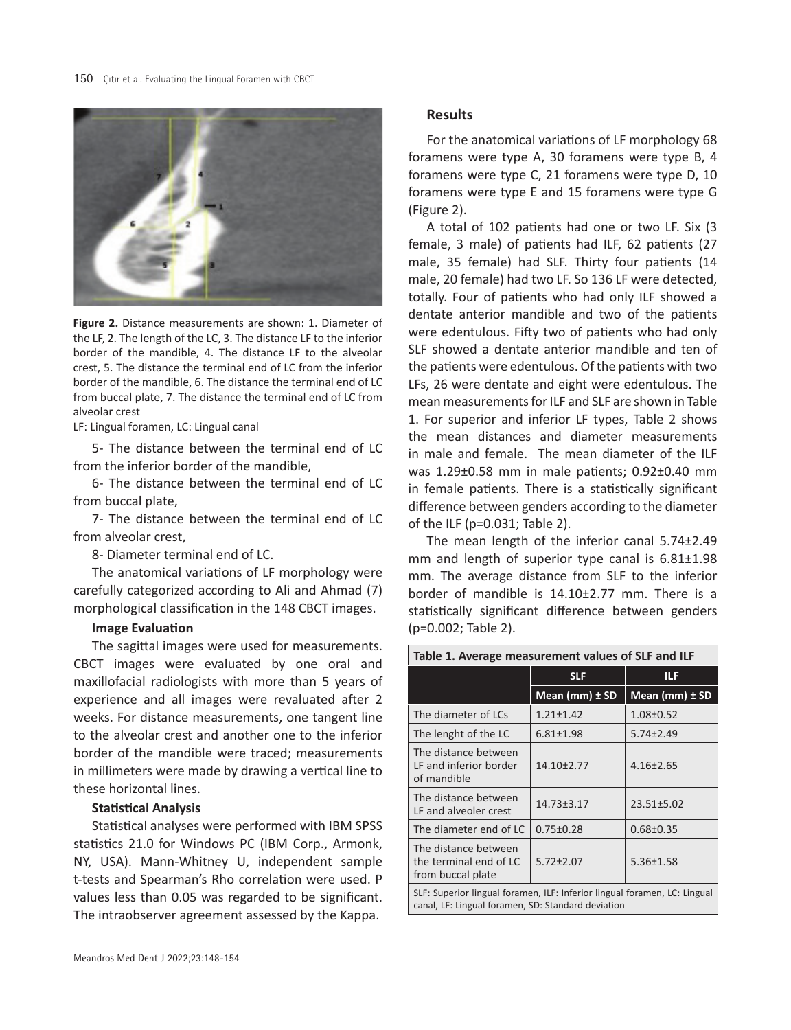Figure 2. Distance measurements are shown: 1. Diameter of the LF, 2. The length of the LC, 3. The distance LF to the inferior border of the mandible, 4. The distance LF to the alveolar crest, 5. The distance the terminal end of LC from the inferior border of the mandible, 6. The distance the terminal end of LC from buccal plate, 7. The distance the terminal end of LC from alveolar crest

LF: Lingual foramen, LC: Lingual canal

5- The distance between the terminal end of LC from the inferior border of the mandible,

6- The distance between the terminal end of LC from buccal plate,

7- The distance between the terminal end of LC from alveolar crest,

8- Diameter terminal end of LC.

The anatomical variations of LF morphology were carefully categorized according to Ali and Ahmad (7) morphological classification in the 148 CBCT images.

**Image Evaluation**

The sagittal images were used for measurements. CBCT images were evaluated by one oral and maxillofacial radiologists with more than 5 years of experience and all images were revaluated after 2 weeks. For distance measurements, one tangent line to the alveolar crest and another one to the inferior border of the mandible were traced; measurements in millimeters were made by drawing a vertical line to these horizontal lines.

**Statistical Analysis**

Statistical analyses were performed with IBM SPSS statistics 21.0 for Windows PC (IBM Corp., Armonk, NY, USA). Mann-Whitney U, independent sample t-tests and Spearman's Rho correlation were used. P values less than 0.05 was regarded to be significant. The intraobserver agreement assessed by the Kappa.

## Results

For the anatomical variations of LF morphology 68 foramens were type A, 30 foramens were type B, 4 foramens were type C, 21 foramens were type D, 10 foramens were type E and 15 foramens were type G (Figure 2).

A total of 102 patients had one or two LF. Six (3 female, 3 male) of patients had ILF, 62 patients (27 male, 35 female) had SLF. Thirty four patients (14 male, 20 female) had two LF. So 136 LF were detected, totally. Four of patients who had only ILF showed a dentate anterior mandible and two of the patients were edentulous. Fifty two of patients who had only SLF showed a dentate anterior mandible and ten of the patients were edentulous. Of the patients with two LFs, 26 were dentate and eight were edentulous. The mean measurements for ILF and SLF are shown in Table 1. For superior and inferior LF types, Table 2 shows the mean distances and diameter measurements in male and female. The mean diameter of the ILF was 1.29±0.58 mm in male patients; 0.92±0.40 mm in female patients. There is a statistically significant difference between genders according to the diameter of the ILF (p=0.031; Table 2).

The mean length of the inferior canal 5.74±2.49 mm and length of superior type canal is 6.81±1.98 mm. The average distance from SLF to the inferior border of mandible is 14.10±2.77 mm. There is a statistically significant difference between genders (p=0.002; Table 2).

**Table 1. Average measurement values of SLF and ILF**

| | SLF | ILF |
|---|---|---|
| | Mean (mm) ± SD | Mean (mm) ± SD |
| The diameter of LCs | 1.21±1.42 | 1.08±0.52 |
| The lenght of the LC | 6.81±1.98 | 5.74±2.49 |
| The distance between LF and inferior border of mandible | 14.10±2.77 | 4.16±2.65 |
| The distance between LF and alveoler crest | 14.73±3.17 | 23.51±5.02 |
| The diameter end of LC | 0.75±0.28 | 0.68±0.35 |
| The distance between the terminal end of LC from buccal plate | 5.72±2.07 | 5.36±1.58 |

SLF: Superior lingual foramen, ILF: Inferior lingual foramen, LC: Lingual canal, LF: Lingual foramen, SD: Standard deviation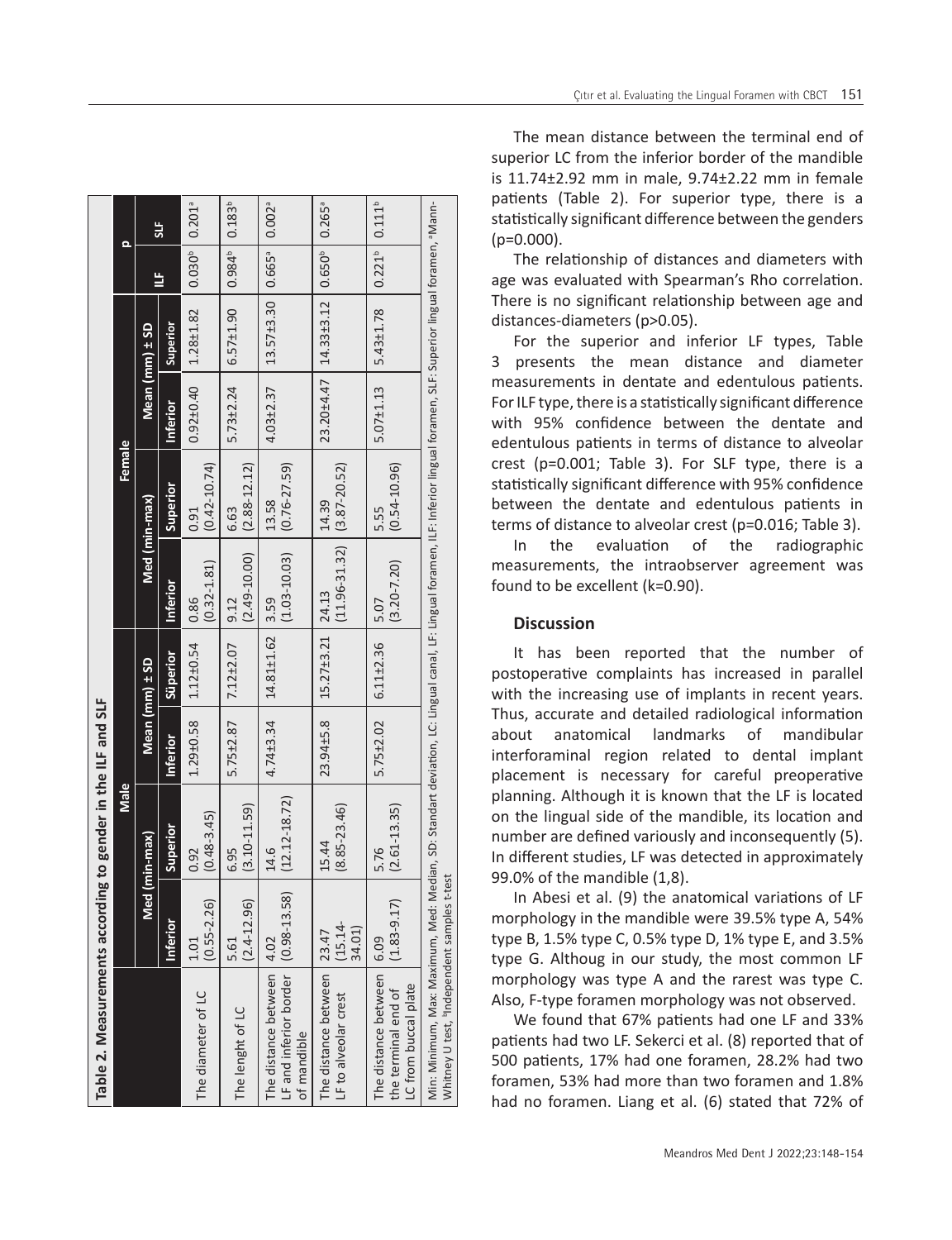**Table 2. Measurements according to gender in the ILF and SLF**

| | Male | | | | Female | | | | p | |
|---|---|---|---|---|---|---|---|---|---|---|
| | Med (min-max) | | Mean (mm) ± SD | | Med (min-max) | | Mean (mm) ± SD | | ILF | SLF |
| | Inferior | Superior | Inferior | Süperior | Inferior | Superior | Inferior | Superior | | |
| The diameter of LC | 1.01 (0.55-2.26) | 0.92 (0.48-3.45) | 1.29±0.58 | 1.12±0.54 | 0.86 (0.32-1.81) | 0.91 (0.42-10.74) | 0.92±0.40 | 1.28±1.82 | 0.030[b] | 0.201[a] |
| The lenght of LC | 5.61 (2.4-12.96) | 6.95 (3.10-11.59) | 5.75±2.87 | 7.12±2.07 | 9.12 (2.49-10.00) | 6.63 (2.88-12.12) | 5.73±2.24 | 6.57±1.90 | 0.984[b] | 0.183[b] |
| The distance between LF and inferior border of mandible | 4.02 (0.98-13.58) | 14.6 (12.12-18.72) | 4.74±3.34 | 14.81±1.62 | 3.59 (1.03-10.03) | 13.58 (0.76-27.59) | 4.03±2.37 | 13.57±3.30 | 0.665[a] | 0.002[a] |
| The distance between LF to alveolar crest | 23.47 (15.14-34.01) | 15.44 (8.85-23.46) | 23.94±5.8 | 15.27±3.21 | 24.13 (11.96-31.32) | 14.39 (3.87-20.52) | 23.20±4.47 | 14.33±3.12 | 0.650[b] | 0.265[a] |
| The distance between the terminal end of LC from buccal plate | 6.09 (1.83-9.17) | 5.76 (2.61-13.35) | 5.75±2.02 | 6.11±2.36 | 5.07 (3.20-7.20) | 5.55 (0.54-10.96) | 5.07±1.13 | 5.43±1.78 | 0.221[b] | 0.111[b] |

Min: Minimum, Max: Maximum, Med: Median, SD: Standart deviation, LC: Lingual canal, LF: Lingual foramen, ILF: Inferior lingual foramen, SLF: Superior lingual foramen, [a]Mann-Whitney U test, [b]Independent samples t-test

The mean distance between the terminal end of superior LC from the inferior border of the mandible is 11.74±2.92 mm in male, 9.74±2.22 mm in female patients (Table 2). For superior type, there is a statistically significant difference between the genders (p=0.000).

The relationship of distances and diameters with age was evaluated with Spearman's Rho correlation. There is no significant relationship between age and distances-diameters (p>0.05).

For the superior and inferior LF types, Table 3 presents the mean distance and diameter measurements in dentate and edentulous patients. For ILF type, there is a statistically significant difference with 95% confidence between the dentate and edentulous patients in terms of distance to alveolar crest (p=0.001; Table 3). For SLF type, there is a statistically significant difference with 95% confidence between the dentate and edentulous patients in terms of distance to alveolar crest (p=0.016; Table 3).

In the evaluation of the radiographic measurements, the intraobserver agreement was found to be excellent (k=0.90).

## Discussion

It has been reported that the number of postoperative complaints has increased in parallel with the increasing use of implants in recent years. Thus, accurate and detailed radiological information about anatomical landmarks of mandibular interforaminal region related to dental implant placement is necessary for careful preoperative planning. Although it is known that the LF is located on the lingual side of the mandible, its location and number are defined variously and inconsequently (5). In different studies, LF was detected in approximately 99.0% of the mandible (1,8).

In Abesi et al. (9) the anatomical variations of LF morphology in the mandible were 39.5% type A, 54% type B, 1.5% type C, 0.5% type D, 1% type E, and 3.5% type G. Althoug in our study, the most common LF morphology was type A and the rarest was type C. Also, F-type foramen morphology was not observed.

We found that 67% patients had one LF and 33% patients had two LF. Sekerci et al. (8) reported that of 500 patients, 17% had one foramen, 28.2% had two foramen, 53% had more than two foramen and 1.8% had no foramen. Liang et al. (6) stated that 72% of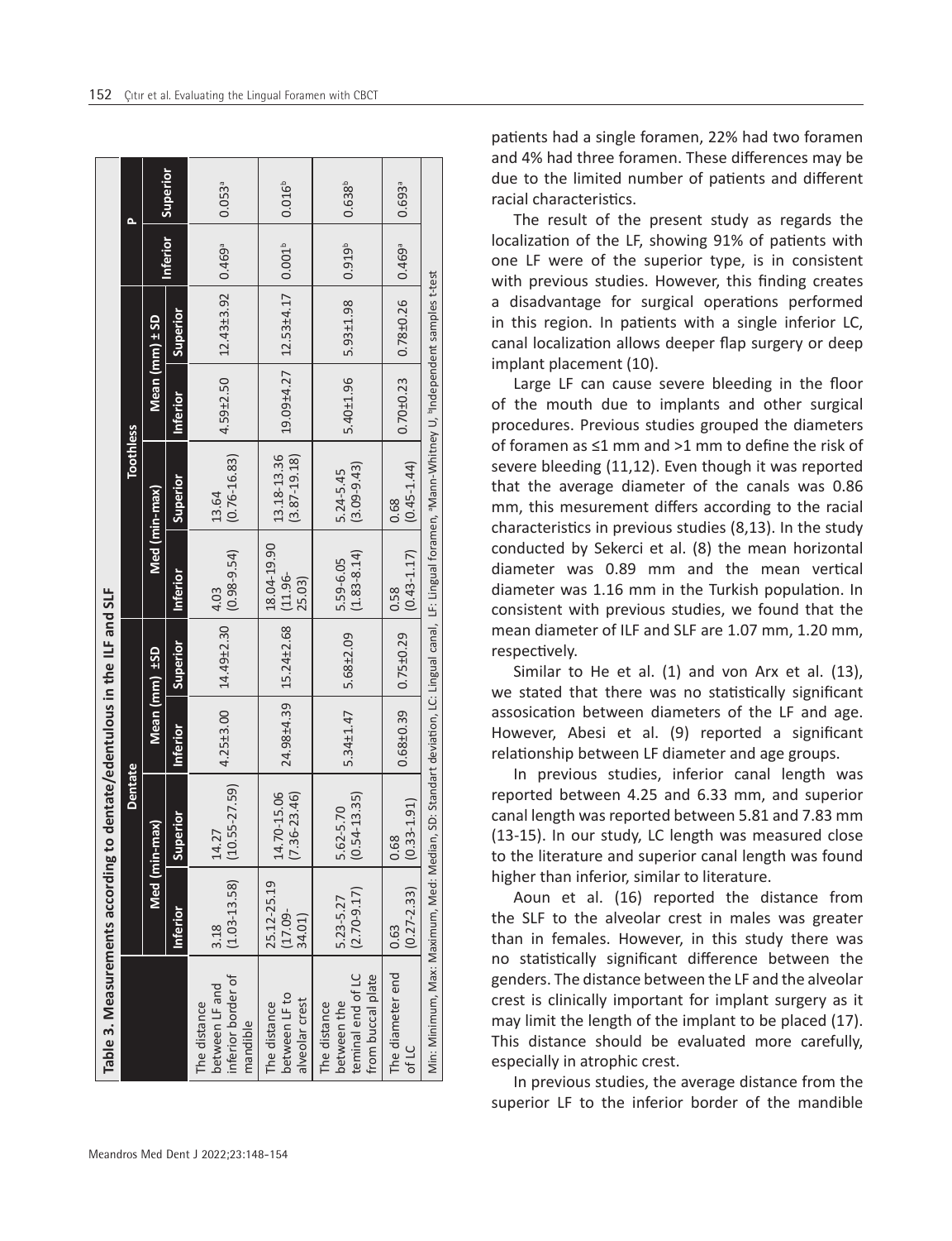**Table 3. Measurements according to dentate/edentulous in the ILF and SLF**

| | Dentate | | | | Toothless | | | | p | |
|---|---|---|---|---|---|---|---|---|---|---|
| | Med (min-max) | | Mean (mm) ±SD | | Med (min-max) | | Mean (mm) ± SD | | | |
| | Inferior | Superior | Inferior | Superior | Inferior | Superior | Inferior | Superior | Inferior | Superior |
| The distance between LF and inferior border of mandible | 3.18 (1.03-13.58) | 14.27 (10.55-27.59) | 4.25±3.00 | 14.49±2.30 | 4.03 (0.98-9.54) | 13.64 (0.76-16.83) | 4.59±2.50 | 12.43±3.92 | 0.469[a] | 0.053[a] |
| The distance between LF to alveolar crest | 25.12-25.19 (17.09-34.01) | 14.70-15.06 (7.36-23.46) | 24.98±4.39 | 15.24±2.68 | 18.04-19.90 (11.96-25.03) | 13.18-13.36 (3.87-19.18) | 19.09±4.27 | 12.53±4.17 | 0.001[b] | 0.016[b] |
| The distance between the teminal end of LC from buccal plate | 5.23-5.27 (2.70-9.17) | 5.62-5.70 (0.54-13.35) | 5.34±1.47 | 5.68±2.09 | 5.59-6.05 (1.83-8.14) | 5.24-5.45 (3.09-9.43) | 5.40±1.96 | 5.93±1.98 | 0.919[b] | 0.638[b] |
| The diameter end of LC | 0.63 (0.27-2.33) | 0.68 (0.33-1.91) | 0.68±0.39 | 0.75±0.29 | 0.58 (0.43-1.17) | 0.68 (0.45-1.44) | 0.70±0.23 | 0.78±0.26 | 0.469[a] | 0.693[a] |

Min: Minimum, Max: Maximum, Med: Median, SD: Standart deviation, LC: Lingual canal, LF: Lingual foramen, [a]Mann-Whitney U, [b]Independent samples t-test

patients had a single foramen, 22% had two foramen and 4% had three foramen. These differences may be due to the limited number of patients and different racial characteristics.

The result of the present study as regards the localization of the LF, showing 91% of patients with one LF were of the superior type, is in consistent with previous studies. However, this finding creates a disadvantage for surgical operations performed in this region. In patients with a single inferior LC, canal localization allows deeper flap surgery or deep implant placement (10).

Large LF can cause severe bleeding in the floor of the mouth due to implants and other surgical procedures. Previous studies grouped the diameters of foramen as ≤1 mm and >1 mm to define the risk of severe bleeding (11,12). Even though it was reported that the average diameter of the canals was 0.86 mm, this mesurement differs according to the racial characteristics in previous studies (8,13). In the study conducted by Sekerci et al. (8) the mean horizontal diameter was 0.89 mm and the mean vertical diameter was 1.16 mm in the Turkish population. In consistent with previous studies, we found that the mean diameter of ILF and SLF are 1.07 mm, 1.20 mm, respectively.

Similar to He et al. (1) and von Arx et al. (13), we stated that there was no statistically significant assosication between diameters of the LF and age. However, Abesi et al. (9) reported a significant relationship between LF diameter and age groups.

In previous studies, inferior canal length was reported between 4.25 and 6.33 mm, and superior canal length was reported between 5.81 and 7.83 mm (13-15). In our study, LC length was measured close to the literature and superior canal length was found higher than inferior, similar to literature.

Aoun et al. (16) reported the distance from the SLF to the alveolar crest in males was greater than in females. However, in this study there was no statistically significant difference between the genders. The distance between the LF and the alveolar crest is clinically important for implant surgery as it may limit the length of the implant to be placed (17). This distance should be evaluated more carefully, especially in atrophic crest.

In previous studies, the average distance from the superior LF to the inferior border of the mandible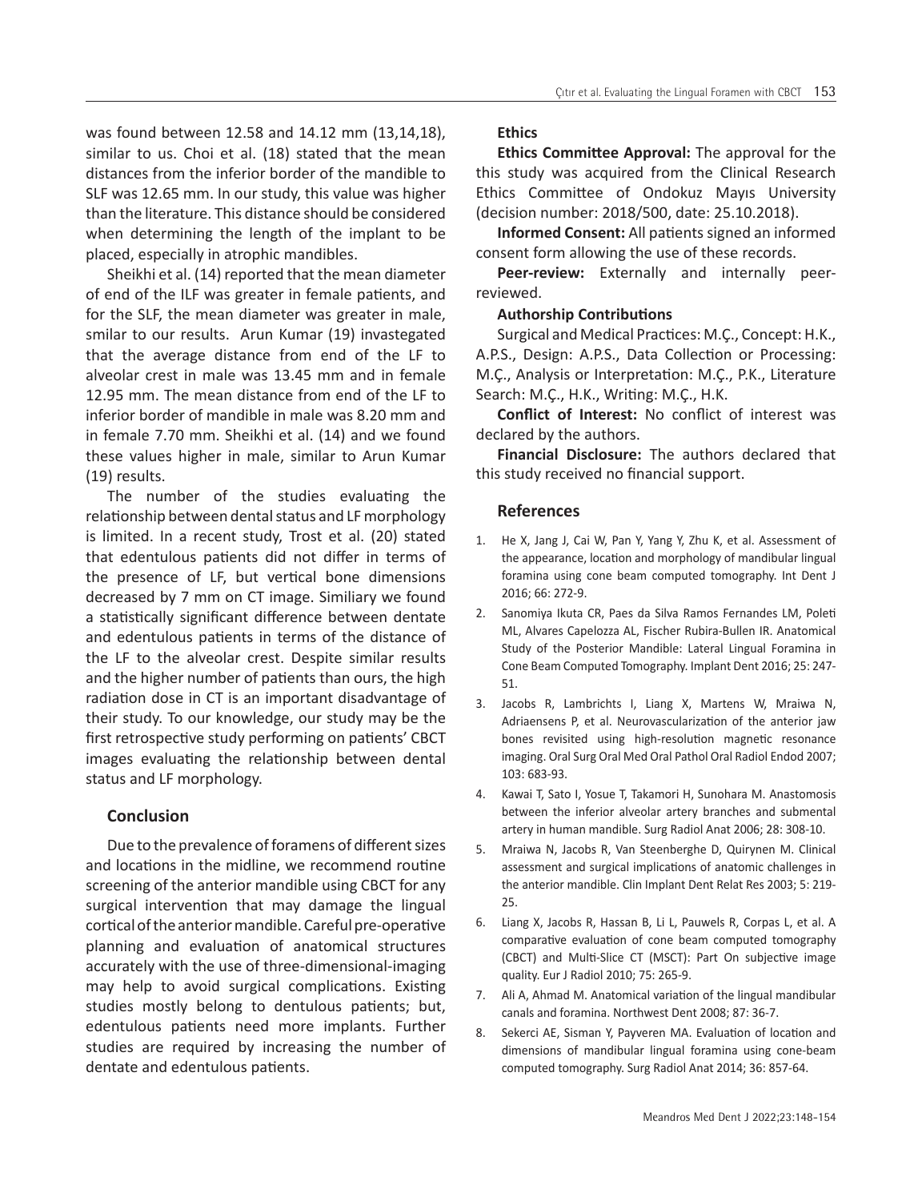was found between 12.58 and 14.12 mm (13,14,18), similar to us. Choi et al. (18) stated that the mean distances from the inferior border of the mandible to SLF was 12.65 mm. In our study, this value was higher than the literature. This distance should be considered when determining the length of the implant to be placed, especially in atrophic mandibles.

Sheikhi et al. (14) reported that the mean diameter of end of the ILF was greater in female patients, and for the SLF, the mean diameter was greater in male, smilar to our results. Arun Kumar (19) invastegated that the average distance from end of the LF to alveolar crest in male was 13.45 mm and in female 12.95 mm. The mean distance from end of the LF to inferior border of mandible in male was 8.20 mm and in female 7.70 mm. Sheikhi et al. (14) and we found these values higher in male, similar to Arun Kumar (19) results.

The number of the studies evaluating the relationship between dental status and LF morphology is limited. In a recent study, Trost et al. (20) stated that edentulous patients did not differ in terms of the presence of LF, but vertical bone dimensions decreased by 7 mm on CT image. Similiary we found a statistically significant difference between dentate and edentulous patients in terms of the distance of the LF to the alveolar crest. Despite similar results and the higher number of patients than ours, the high radiation dose in CT is an important disadvantage of their study. To our knowledge, our study may be the first retrospective study performing on patients' CBCT images evaluating the relationship between dental status and LF morphology.

## Conclusion

Due to the prevalence of foramens of different sizes and locations in the midline, we recommend routine screening of the anterior mandible using CBCT for any surgical intervention that may damage the lingual cortical of the anterior mandible. Careful pre-operative planning and evaluation of anatomical structures accurately with the use of three-dimensional-imaging may help to avoid surgical complications. Existing studies mostly belong to dentulous patients; but, edentulous patients need more implants. Further studies are required by increasing the number of dentate and edentulous patients.

### Ethics

**Ethics Committee Approval:** The approval for the this study was acquired from the Clinical Research Ethics Committee of Ondokuz Mayıs University (decision number: 2018/500, date: 25.10.2018).

**Informed Consent:** All patients signed an informed consent form allowing the use of these records.

**Peer-review:** Externally and internally peer-reviewed.

### Authorship Contributions

Surgical and Medical Practices: M.Ç., Concept: H.K., A.P.S., Design: A.P.S., Data Collection or Processing: M.Ç., Analysis or Interpretation: M.Ç., P.K., Literature Search: M.Ç., H.K., Writing: M.Ç., H.K.

**Conflict of Interest:** No conflict of interest was declared by the authors.

**Financial Disclosure:** The authors declared that this study received no financial support.

## References

1. He X, Jang J, Cai W, Pan Y, Yang Y, Zhu K, et al. Assessment of the appearance, location and morphology of mandibular lingual foramina using cone beam computed tomography. Int Dent J 2016; 66: 272-9.
2. Sanomiya Ikuta CR, Paes da Silva Ramos Fernandes LM, Poleti ML, Alvares Capelozza AL, Fischer Rubira-Bullen IR. Anatomical Study of the Posterior Mandible: Lateral Lingual Foramina in Cone Beam Computed Tomography. Implant Dent 2016; 25: 247-51.
3. Jacobs R, Lambrichts I, Liang X, Martens W, Mraiwa N, Adriaensens P, et al. Neurovascularization of the anterior jaw bones revisited using high-resolution magnetic resonance imaging. Oral Surg Oral Med Oral Pathol Oral Radiol Endod 2007; 103: 683-93.
4. Kawai T, Sato I, Yosue T, Takamori H, Sunohara M. Anastomosis between the inferior alveolar artery branches and submental artery in human mandible. Surg Radiol Anat 2006; 28: 308-10.
5. Mraiwa N, Jacobs R, Van Steenberghe D, Quirynen M. Clinical assessment and surgical implications of anatomic challenges in the anterior mandible. Clin Implant Dent Relat Res 2003; 5: 219-25.
6. Liang X, Jacobs R, Hassan B, Li L, Pauwels R, Corpas L, et al. A comparative evaluation of cone beam computed tomography (CBCT) and Multi-Slice CT (MSCT): Part On subjective image quality. Eur J Radiol 2010; 75: 265-9.
7. Ali A, Ahmad M. Anatomical variation of the lingual mandibular canals and foramina. Northwest Dent 2008; 87: 36-7.
8. Sekerci AE, Sisman Y, Payveren MA. Evaluation of location and dimensions of mandibular lingual foramina using cone-beam computed tomography. Surg Radiol Anat 2014; 36: 857-64.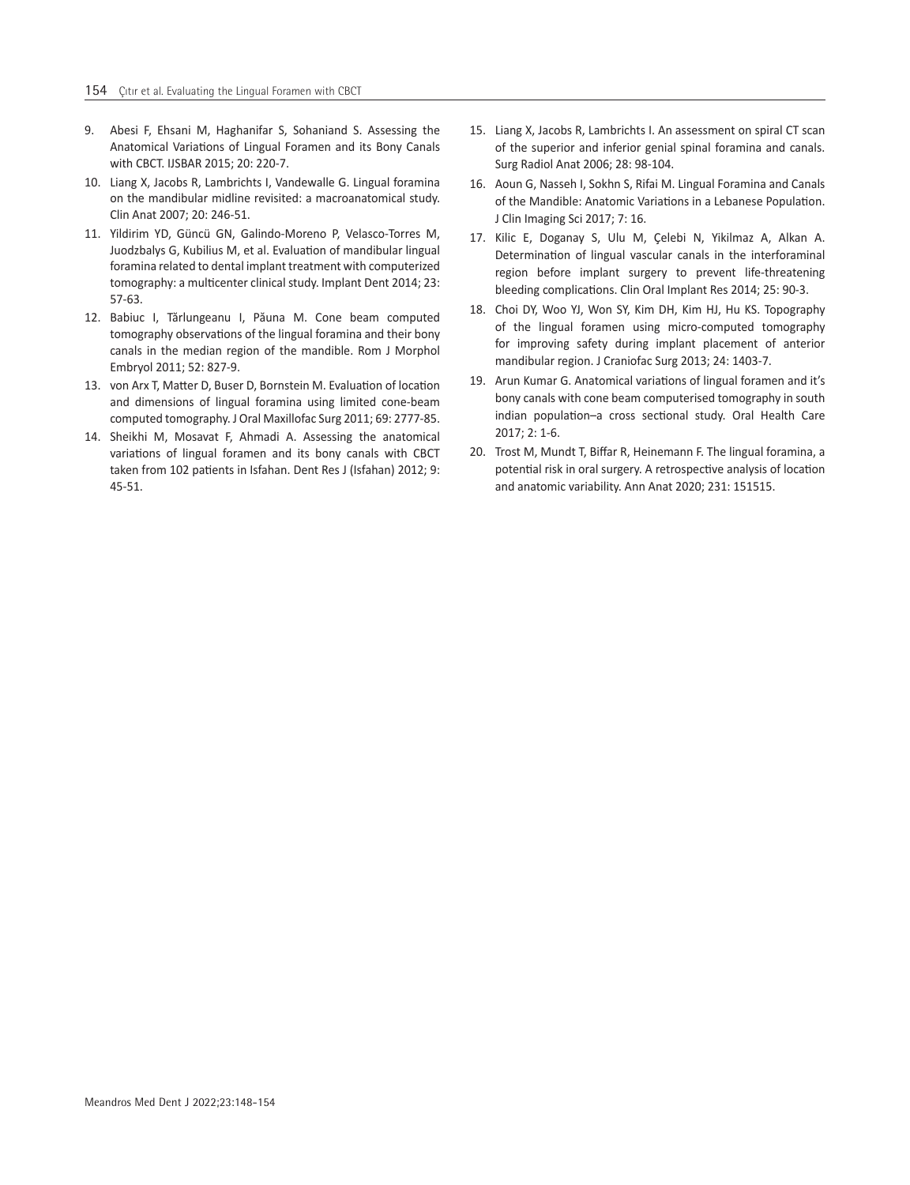9. Abesi F, Ehsani M, Haghanifar S, Sohaniand S. Assessing the Anatomical Variations of Lingual Foramen and its Bony Canals with CBCT. IJSBAR 2015; 20: 220-7.
10. Liang X, Jacobs R, Lambrichts I, Vandewalle G. Lingual foramina on the mandibular midline revisited: a macroanatomical study. Clin Anat 2007; 20: 246-51.
11. Yildirim YD, Güncü GN, Galindo-Moreno P, Velasco-Torres M, Juodzbalys G, Kubilius M, et al. Evaluation of mandibular lingual foramina related to dental implant treatment with computerized tomography: a multicenter clinical study. Implant Dent 2014; 23: 57-63.
12. Babiuc I, Tărlungeanu I, Păuna M. Cone beam computed tomography observations of the lingual foramina and their bony canals in the median region of the mandible. Rom J Morphol Embryol 2011; 52: 827-9.
13. von Arx T, Matter D, Buser D, Bornstein M. Evaluation of location and dimensions of lingual foramina using limited cone-beam computed tomography. J Oral Maxillofac Surg 2011; 69: 2777-85.
14. Sheikhi M, Mosavat F, Ahmadi A. Assessing the anatomical variations of lingual foramen and its bony canals with CBCT taken from 102 patients in Isfahan. Dent Res J (Isfahan) 2012; 9: 45-51.
15. Liang X, Jacobs R, Lambrichts I. An assessment on spiral CT scan of the superior and inferior genial spinal foramina and canals. Surg Radiol Anat 2006; 28: 98-104.
16. Aoun G, Nasseh I, Sokhn S, Rifai M. Lingual Foramina and Canals of the Mandible: Anatomic Variations in a Lebanese Population. J Clin Imaging Sci 2017; 7: 16.
17. Kilic E, Doganay S, Ulu M, Çelebi N, Yikilmaz A, Alkan A. Determination of lingual vascular canals in the interforaminal region before implant surgery to prevent life-threatening bleeding complications. Clin Oral Implant Res 2014; 25: 90-3.
18. Choi DY, Woo YJ, Won SY, Kim DH, Kim HJ, Hu KS. Topography of the lingual foramen using micro-computed tomography for improving safety during implant placement of anterior mandibular region. J Craniofac Surg 2013; 24: 1403-7.
19. Arun Kumar G. Anatomical variations of lingual foramen and it's bony canals with cone beam computerised tomography in south indian population–a cross sectional study. Oral Health Care 2017; 2: 1-6.
20. Trost M, Mundt T, Biffar R, Heinemann F. The lingual foramina, a potential risk in oral surgery. A retrospective analysis of location and anatomic variability. Ann Anat 2020; 231: 151515.